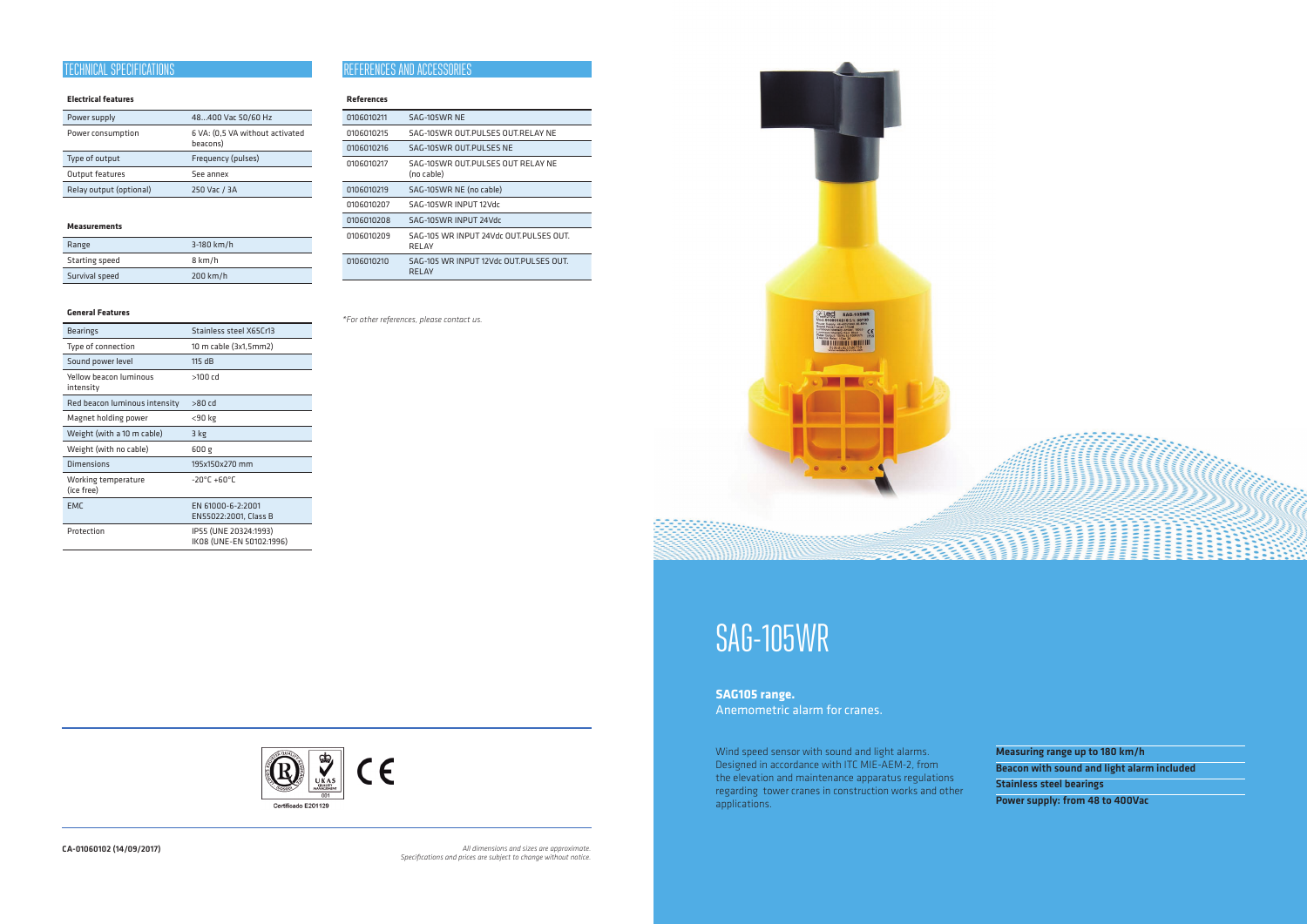## TECHNICAL SPECIFICATIONS

#### Electrical features

| | |
|---|---|
| Power supply | 48...400 Vac 50/60 Hz |
| Power consumption | 6 VA: (0,5 VA without activated beacons) |
| Type of output | Frequency (pulses) |
| Output features | See annex |
| Relay output (optional) | 250 Vac / 3A |

#### Measurements

| | |
|---|---|
| Range | 3-180 km/h |
| Starting speed | 8 km/h |
| Survival speed | 200 km/h |

#### General Features

| | |
|---|---|
| Bearings | Stainless steel X65Cr13 |
| Type of connection | 10 m cable (3x1,5mm2) |
| Sound power level | 115 dB |
| Yellow beacon luminous intensity | >100 cd |
| Red beacon luminous intensity | >80 cd |
| Magnet holding power | <90 kg |
| Weight (with a 10 m cable) | 3 kg |
| Weight (with no cable) | 600 g |
| Dimensions | 195x150x270 mm |
| Working temperature (ice free) | -20°C +60°C |
| EMC | EN 61000-6-2:2001 EN55022:2001, Class B |
| Protection | IP55 (UNE 20324:1993) IK08 (UNE-EN 50102:1996) |

## REFERENCES AND ACCESSORIES

#### References

| | |
|---|---|
| 0106010211 | SAG-105WR NE |
| 0106010215 | SAG-105WR OUT.PULSES OUT.RELAY NE |
| 0106010216 | SAG-105WR OUT.PULSES NE |
| 0106010217 | SAG-105WR OUT.PULSES OUT RELAY NE (no cable) |
| 0106010219 | SAG-105WR NE (no cable) |
| 0106010207 | SAG-105WR INPUT 12Vdc |
| 0106010208 | SAG-105WR INPUT 24Vdc |
| 0106010209 | SAG-105 WR INPUT 24Vdc OUT.PULSES OUT. RELAY |
| 0106010210 | SAG-105 WR INPUT 12Vdc OUT.PULSES OUT. RELAY |

*For other references, please contact us.*

Certificado E201129

CA-01060102 (14/09/2017)

*All dimensions and sizes are approximate. Specifications and prices are subject to change without notice.*

# SAG-105WR

**SAG105 range.**
Anemometric alarm for cranes.

Wind speed sensor with sound and light alarms. Designed in accordance with ITC MIE-AEM-2, from the elevation and maintenance apparatus regulations regarding tower cranes in construction works and other applications.

- **Measuring range up to 180 km/h**
- **Beacon with sound and light alarm included**
- **Stainless steel bearings**
- **Power supply: from 48 to 400Vac**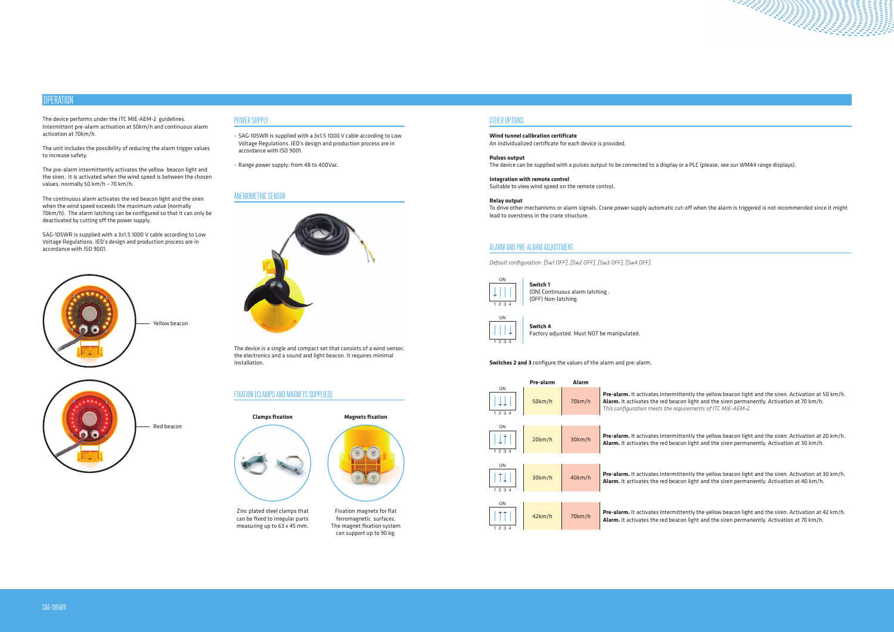# OPERATION

The device performs under the ITC MIE-AEM-2 guidelines. Intermittent pre-alarm activation at 50km/h and continuous alarm activation at 70km/h.

The unit includes the possibility of reducing the alarm trigger values to increase safety.

The pre-alarm intermittently activates the yellow beacon light and the siren. It is activated when the wind speed is between the chosen values, normally 50 km/h – 70 km/h.

The continuous alarm activates the red beacon light and the siren when the wind speed exceeds the maximum value (normally 70km/h). The alarm latching can be configured so that it can only be deactivated by cutting off the power supply.

SAG-105WR is supplied with a 3x1.5 1000 V cable according to Low Voltage Regulations. IED's design and production process are in accordance with ISO 9001.

Yellow beacon

Red beacon

## POWER SUPPLY

- SAG-105WR is supplied with a 3x1.5 1000 V cable according to Low Voltage Regulations. IED's design and production process are in accordance with ISO 9001.
- Range power supply: from 48 to 400Vac.

## ANEMOMETRIC SENSOR

The device is a single and compact set that consists of a wind sensor, the electronics and a sound and light beacon. It requires minimal installation.

## FIXATION (CLAMPS AND MAGNETS SUPPLIED)

**Clamps fixation**

Zinc plated steel clamps that can be fixed to irregular parts measuring up to 63 x 45 mm.

**Magnets fixation**

Fixation magnets for flat ferromagnetic surfaces. The magnet fixation system can support up to 90 kg.

## OTHER OPTIONS

**Wind tunnel calibration certificate**
An individualized certificate for each device is provided.

**Pulses output**
The device can be supplied with a pulses output to be connected to a display or a PLC (please, see our WM44 range displays).

**Integration with remote control**
Suitable to view wind speed on the remote control.

**Relay output**
To drive other mechanisms or alarm signals. Crane power supply automatic cut-off when the alarm is triggered is not recommended since it might lead to overstress in the crane structure.

## ALARM AND PRE-ALARM ADJUSTMENT

*Default configuration: [Sw1 OFF], [Sw2 OFF], [Sw3 OFF], [Sw4 OFF].*

**Switch 1**
(ON) Continuous alarm latching .
(OFF) Non-latching.

**Switch 4**
Factory adjusted. Must NOT be manipulated.

**Switches 2 and 3** configure the values of the alarm and pre-alarm.

| Pre-alarm | Alarm | |
|---|---|---|
| 50km/h | 70km/h | **Pre-alarm.** It activates intermittently the yellow beacon light and the siren. Activation at 50 km/h. **Alarm.** It activates the red beacon light and the siren permanently. Activation at 70 km/h. *This configuration meets the requirements of ITC MIE-AEM-2.* |
| 20km/h | 30km/h | **Pre-alarm.** It activates intermittently the yellow beacon light and the siren. Activation at 20 km/h. **Alarm.** It activates the red beacon light and the siren permanently. Activation at 30 km/h. |
| 30km/h | 40km/h | **Pre-alarm.** It activates intermittently the yellow beacon light and the siren. Activation at 30 km/h. **Alarm.** It activates the red beacon light and the siren permanently. Activation at 40 km/h. |
| 42km/h | 70km/h | **Pre-alarm.** It activates intermittently the yellow beacon light and the siren. Activation at 42 km/h. **Alarm.** It activates the red beacon light and the siren permanently. Activation at 70 km/h. |